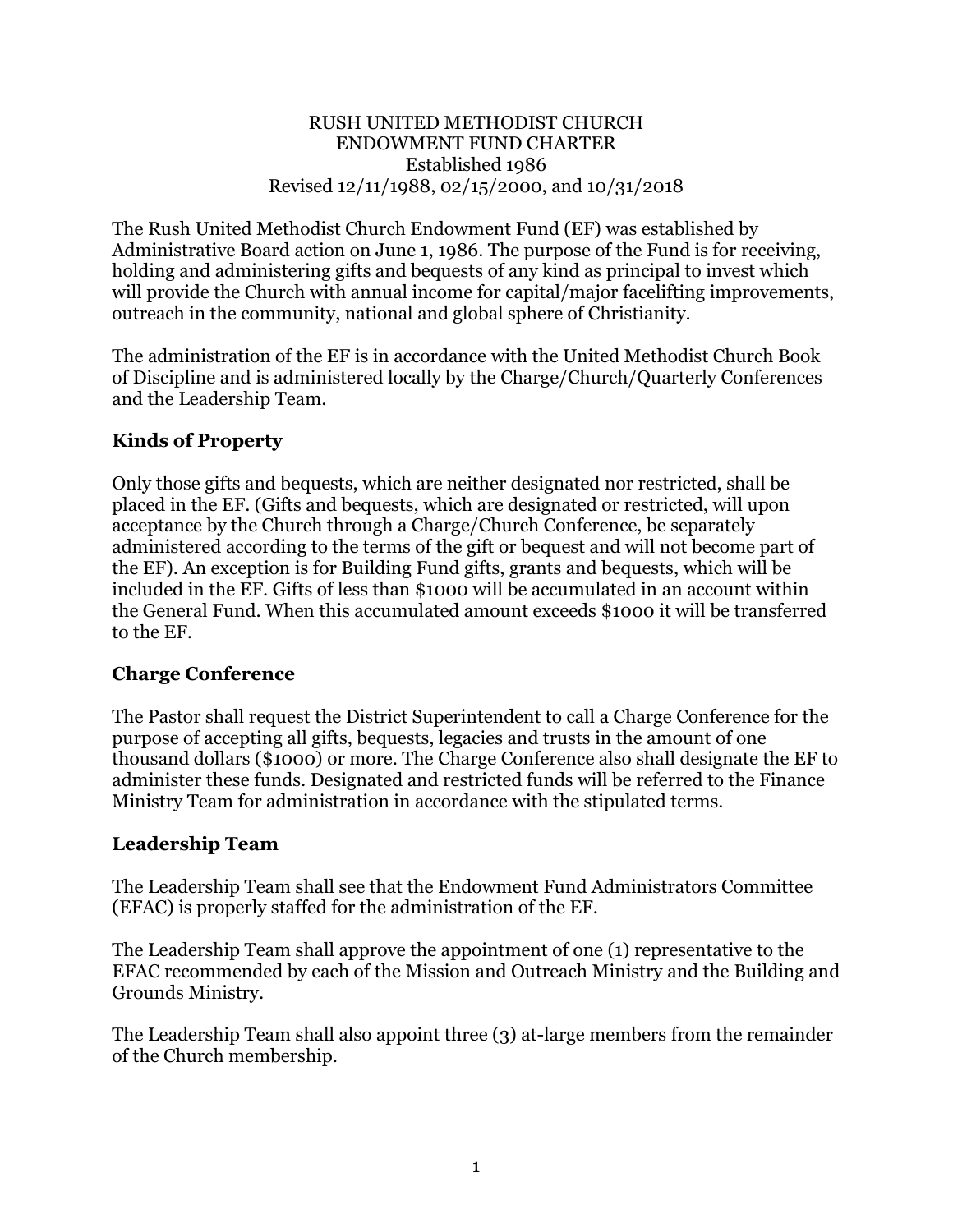# RUSH UNITED METHODIST CHURCH
## ENDOWMENT FUND CHARTER
Established 1986
Revised 12/11/1988, 02/15/2000, and 10/31/2018

The Rush United Methodist Church Endowment Fund (EF) was established by Administrative Board action on June 1, 1986. The purpose of the Fund is for receiving, holding and administering gifts and bequests of any kind as principal to invest which will provide the Church with annual income for capital/major facelifting improvements, outreach in the community, national and global sphere of Christianity.

The administration of the EF is in accordance with the United Methodist Church Book of Discipline and is administered locally by the Charge/Church/Quarterly Conferences and the Leadership Team.

### Kinds of Property

Only those gifts and bequests, which are neither designated nor restricted, shall be placed in the EF. (Gifts and bequests, which are designated or restricted, will upon acceptance by the Church through a Charge/Church Conference, be separately administered according to the terms of the gift or bequest and will not become part of the EF). An exception is for Building Fund gifts, grants and bequests, which will be included in the EF. Gifts of less than $1000 will be accumulated in an account within the General Fund. When this accumulated amount exceeds $1000 it will be transferred to the EF.

### Charge Conference

The Pastor shall request the District Superintendent to call a Charge Conference for the purpose of accepting all gifts, bequests, legacies and trusts in the amount of one thousand dollars ($1000) or more. The Charge Conference also shall designate the EF to administer these funds. Designated and restricted funds will be referred to the Finance Ministry Team for administration in accordance with the stipulated terms.

### Leadership Team

The Leadership Team shall see that the Endowment Fund Administrators Committee (EFAC) is properly staffed for the administration of the EF.

The Leadership Team shall approve the appointment of one (1) representative to the EFAC recommended by each of the Mission and Outreach Ministry and the Building and Grounds Ministry.

The Leadership Team shall also appoint three (3) at-large members from the remainder of the Church membership.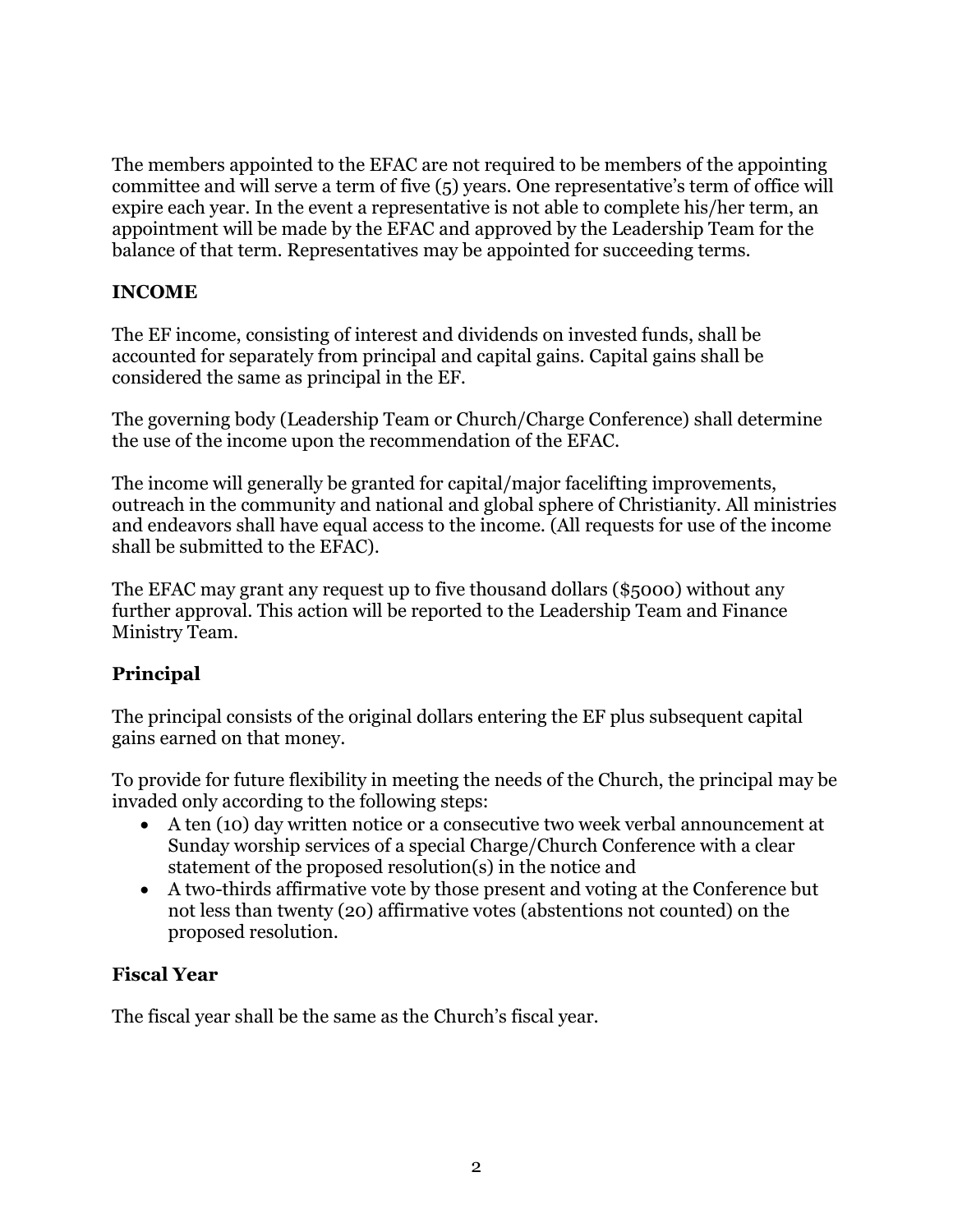The members appointed to the EFAC are not required to be members of the appointing committee and will serve a term of five (5) years. One representative's term of office will expire each year. In the event a representative is not able to complete his/her term, an appointment will be made by the EFAC and approved by the Leadership Team for the balance of that term. Representatives may be appointed for succeeding terms.

**INCOME**

The EF income, consisting of interest and dividends on invested funds, shall be accounted for separately from principal and capital gains. Capital gains shall be considered the same as principal in the EF.

The governing body (Leadership Team or Church/Charge Conference) shall determine the use of the income upon the recommendation of the EFAC.

The income will generally be granted for capital/major facelifting improvements, outreach in the community and national and global sphere of Christianity. All ministries and endeavors shall have equal access to the income. (All requests for use of the income shall be submitted to the EFAC).

The EFAC may grant any request up to five thousand dollars ($5000) without any further approval. This action will be reported to the Leadership Team and Finance Ministry Team.

## Principal

The principal consists of the original dollars entering the EF plus subsequent capital gains earned on that money.

To provide for future flexibility in meeting the needs of the Church, the principal may be invaded only according to the following steps:

- A ten (10) day written notice or a consecutive two week verbal announcement at Sunday worship services of a special Charge/Church Conference with a clear statement of the proposed resolution(s) in the notice and
- A two-thirds affirmative vote by those present and voting at the Conference but not less than twenty (20) affirmative votes (abstentions not counted) on the proposed resolution.

## Fiscal Year

The fiscal year shall be the same as the Church's fiscal year.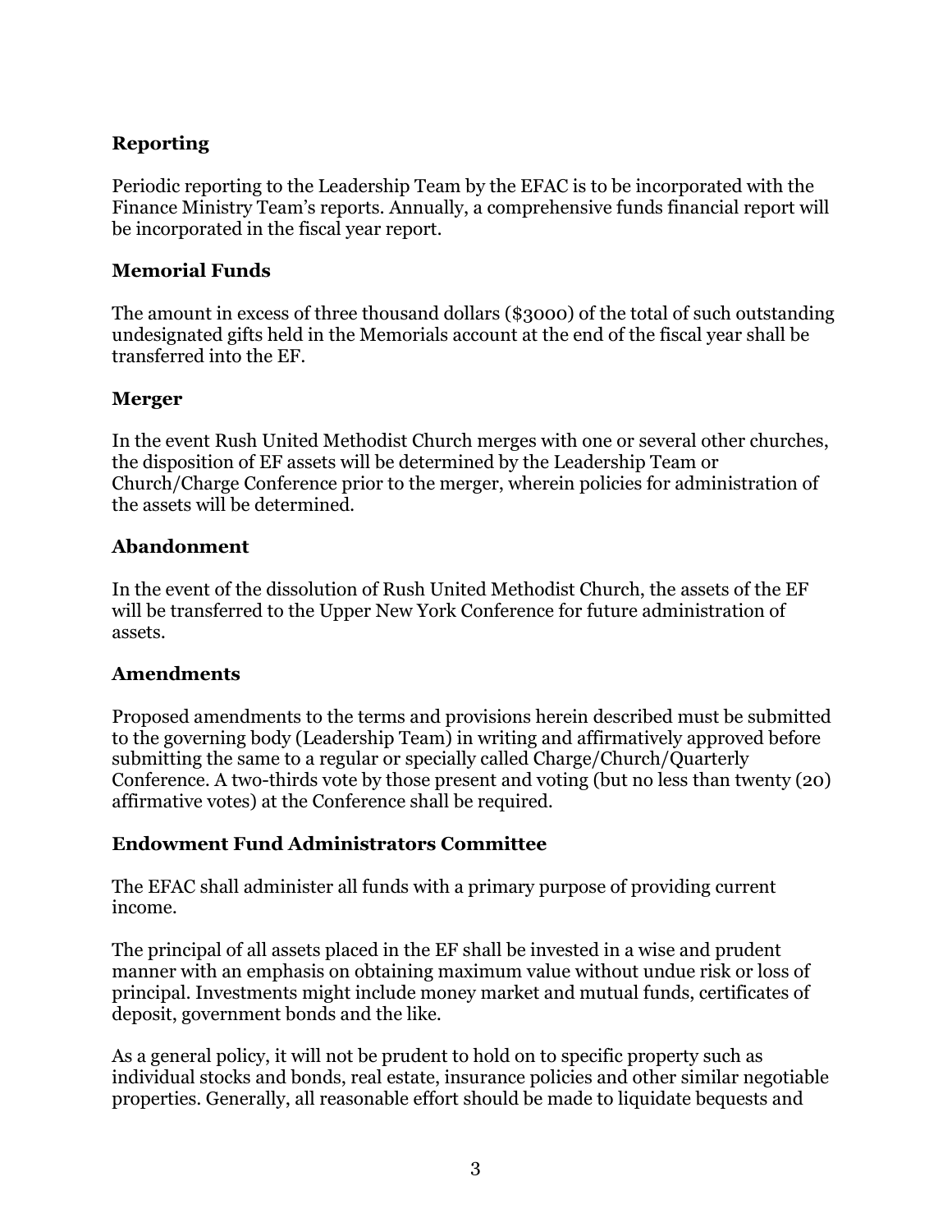## Reporting

Periodic reporting to the Leadership Team by the EFAC is to be incorporated with the Finance Ministry Team's reports. Annually, a comprehensive funds financial report will be incorporated in the fiscal year report.

## Memorial Funds

The amount in excess of three thousand dollars ($3000) of the total of such outstanding undesignated gifts held in the Memorials account at the end of the fiscal year shall be transferred into the EF.

## Merger

In the event Rush United Methodist Church merges with one or several other churches, the disposition of EF assets will be determined by the Leadership Team or Church/Charge Conference prior to the merger, wherein policies for administration of the assets will be determined.

## Abandonment

In the event of the dissolution of Rush United Methodist Church, the assets of the EF will be transferred to the Upper New York Conference for future administration of assets.

## Amendments

Proposed amendments to the terms and provisions herein described must be submitted to the governing body (Leadership Team) in writing and affirmatively approved before submitting the same to a regular or specially called Charge/Church/Quarterly Conference. A two-thirds vote by those present and voting (but no less than twenty (20) affirmative votes) at the Conference shall be required.

## Endowment Fund Administrators Committee

The EFAC shall administer all funds with a primary purpose of providing current income.

The principal of all assets placed in the EF shall be invested in a wise and prudent manner with an emphasis on obtaining maximum value without undue risk or loss of principal. Investments might include money market and mutual funds, certificates of deposit, government bonds and the like.

As a general policy, it will not be prudent to hold on to specific property such as individual stocks and bonds, real estate, insurance policies and other similar negotiable properties. Generally, all reasonable effort should be made to liquidate bequests and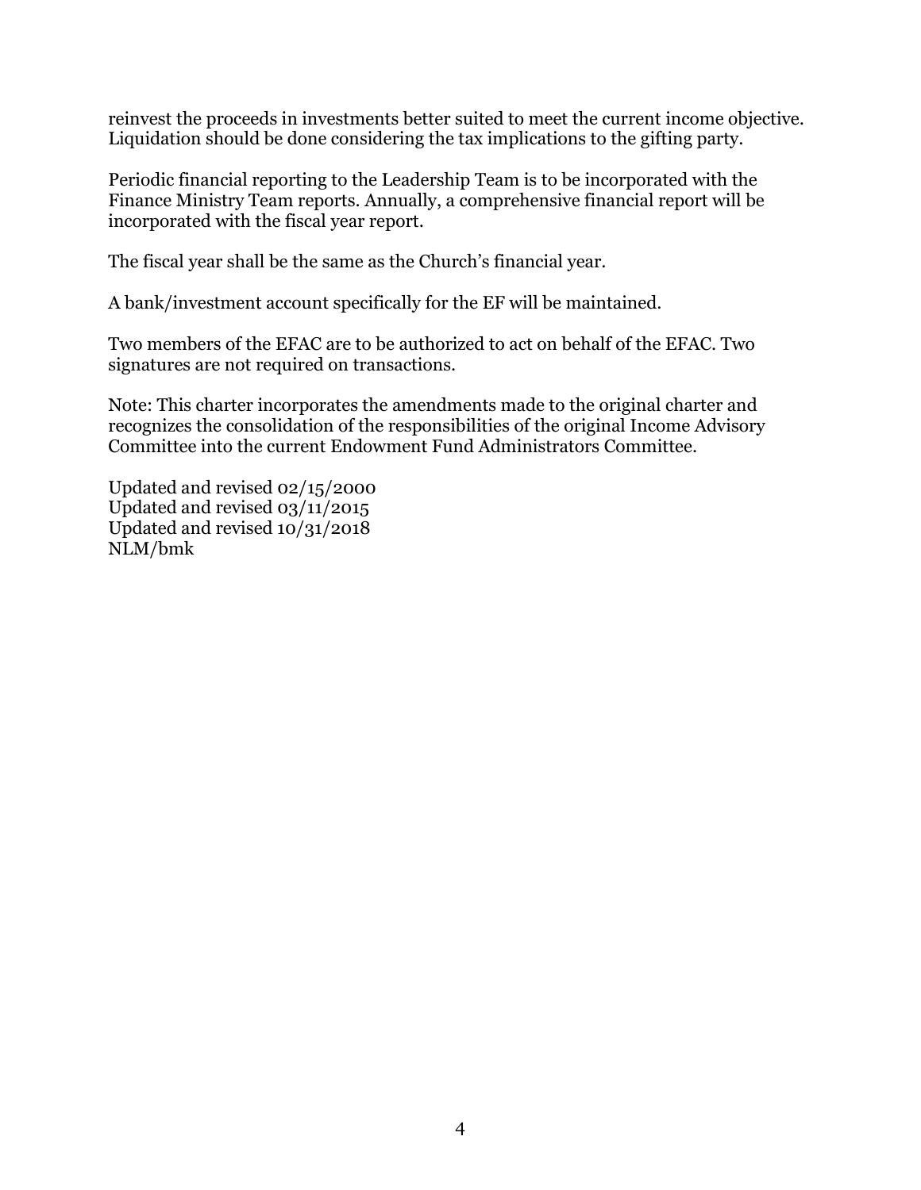reinvest the proceeds in investments better suited to meet the current income objective. Liquidation should be done considering the tax implications to the gifting party.

Periodic financial reporting to the Leadership Team is to be incorporated with the Finance Ministry Team reports. Annually, a comprehensive financial report will be incorporated with the fiscal year report.

The fiscal year shall be the same as the Church's financial year.

A bank/investment account specifically for the EF will be maintained.

Two members of the EFAC are to be authorized to act on behalf of the EFAC. Two signatures are not required on transactions.

Note: This charter incorporates the amendments made to the original charter and recognizes the consolidation of the responsibilities of the original Income Advisory Committee into the current Endowment Fund Administrators Committee.

Updated and revised 02/15/2000
Updated and revised 03/11/2015
Updated and revised 10/31/2018
NLM/bmk